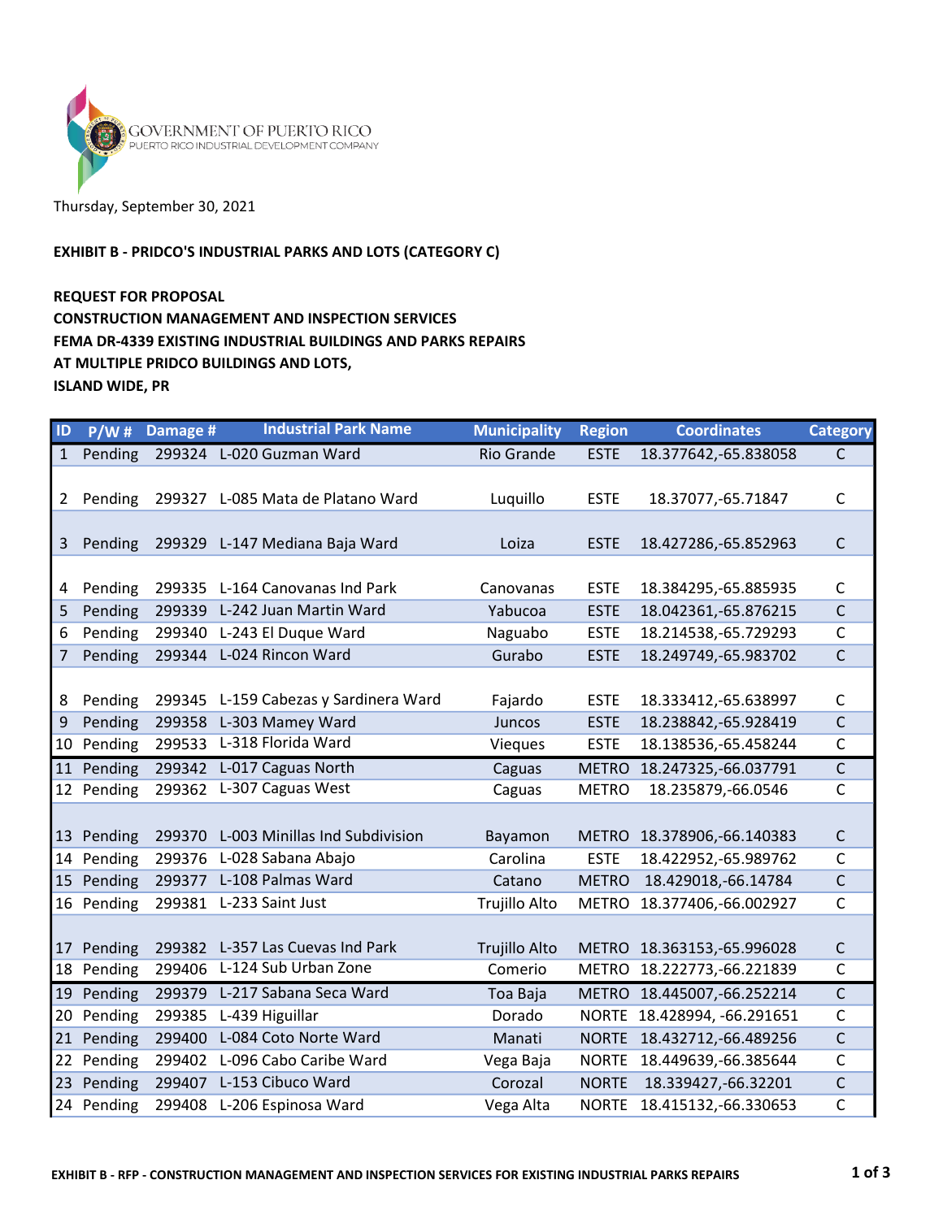GOVERNMENT OF PUERTO RICO
PUERTO RICO INDUSTRIAL DEVELOPMENT COMPANY

Thursday, September 30, 2021

**EXHIBIT B - PRIDCO'S INDUSTRIAL PARKS AND LOTS (CATEGORY C)**

**REQUEST FOR PROPOSAL**
**CONSTRUCTION MANAGEMENT AND INSPECTION SERVICES**
**FEMA DR-4339 EXISTING INDUSTRIAL BUILDINGS AND PARKS REPAIRS**
**AT MULTIPLE PRIDCO BUILDINGS AND LOTS,**
**ISLAND WIDE, PR**

| ID | P/W # | Damage # | Industrial Park Name | Municipality | Region | Coordinates | Category |
|---|---|---|---|---|---|---|---|
| 1 | Pending | 299324 | L-020 Guzman Ward | Rio Grande | ESTE | 18.377642,-65.838058 | C |
| 2 | Pending | 299327 | L-085 Mata de Platano Ward | Luquillo | ESTE | 18.37077,-65.71847 | C |
| 3 | Pending | 299329 | L-147 Mediana Baja Ward | Loiza | ESTE | 18.427286,-65.852963 | C |
| 4 | Pending | 299335 | L-164 Canovanas Ind Park | Canovanas | ESTE | 18.384295,-65.885935 | C |
| 5 | Pending | 299339 | L-242 Juan Martin Ward | Yabucoa | ESTE | 18.042361,-65.876215 | C |
| 6 | Pending | 299340 | L-243 El Duque Ward | Naguabo | ESTE | 18.214538,-65.729293 | C |
| 7 | Pending | 299344 | L-024 Rincon Ward | Gurabo | ESTE | 18.249749,-65.983702 | C |
| 8 | Pending | 299345 | L-159 Cabezas y Sardinera Ward | Fajardo | ESTE | 18.333412,-65.638997 | C |
| 9 | Pending | 299358 | L-303 Mamey Ward | Juncos | ESTE | 18.238842,-65.928419 | C |
| 10 | Pending | 299533 | L-318 Florida Ward | Vieques | ESTE | 18.138536,-65.458244 | C |
| 11 | Pending | 299342 | L-017 Caguas North | Caguas | METRO | 18.247325,-66.037791 | C |
| 12 | Pending | 299362 | L-307 Caguas West | Caguas | METRO | 18.235879,-66.0546 | C |
| 13 | Pending | 299370 | L-003 Minillas Ind Subdivision | Bayamon | METRO | 18.378906,-66.140383 | C |
| 14 | Pending | 299376 | L-028 Sabana Abajo | Carolina | ESTE | 18.422952,-65.989762 | C |
| 15 | Pending | 299377 | L-108 Palmas Ward | Catano | METRO | 18.429018,-66.14784 | C |
| 16 | Pending | 299381 | L-233 Saint Just | Trujillo Alto | METRO | 18.377406,-66.002927 | C |
| 17 | Pending | 299382 | L-357 Las Cuevas Ind Park | Trujillo Alto | METRO | 18.363153,-65.996028 | C |
| 18 | Pending | 299406 | L-124 Sub Urban Zone | Comerio | METRO | 18.222773,-66.221839 | C |
| 19 | Pending | 299379 | L-217 Sabana Seca Ward | Toa Baja | METRO | 18.445007,-66.252214 | C |
| 20 | Pending | 299385 | L-439 Higuillar | Dorado | NORTE | 18.428994, -66.291651 | C |
| 21 | Pending | 299400 | L-084 Coto Norte Ward | Manati | NORTE | 18.432712,-66.489256 | C |
| 22 | Pending | 299402 | L-096 Cabo Caribe Ward | Vega Baja | NORTE | 18.449639,-66.385644 | C |
| 23 | Pending | 299407 | L-153 Cibuco Ward | Corozal | NORTE | 18.339427,-66.32201 | C |
| 24 | Pending | 299408 | L-206 Espinosa Ward | Vega Alta | NORTE | 18.415132,-66.330653 | C |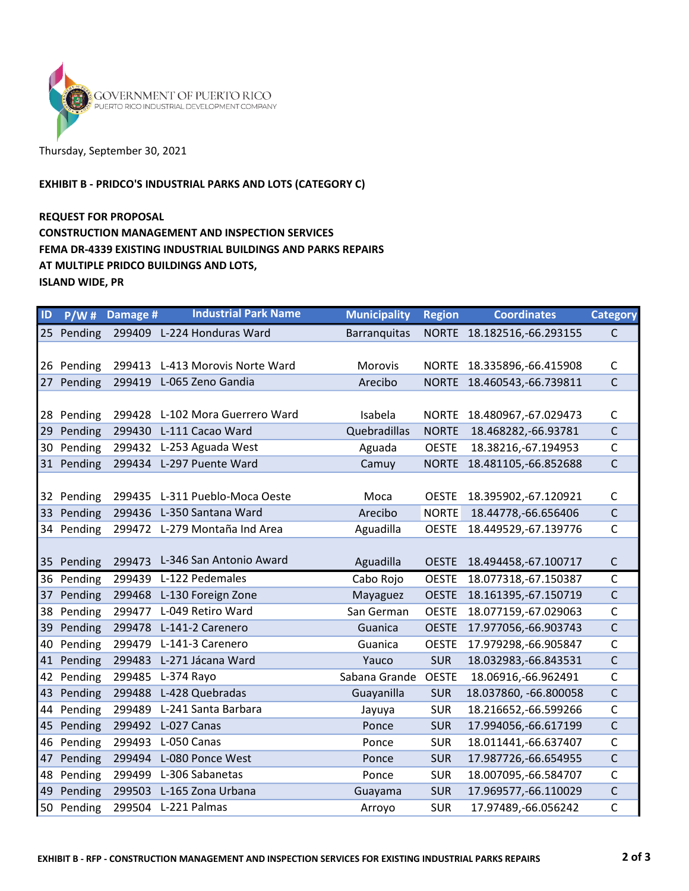GOVERNMENT OF PUERTO RICO
PUERTO RICO INDUSTRIAL DEVELOPMENT COMPANY

Thursday, September 30, 2021

**EXHIBIT B - PRIDCO'S INDUSTRIAL PARKS AND LOTS (CATEGORY C)**

**REQUEST FOR PROPOSAL**
**CONSTRUCTION MANAGEMENT AND INSPECTION SERVICES**
**FEMA DR-4339 EXISTING INDUSTRIAL BUILDINGS AND PARKS REPAIRS**
**AT MULTIPLE PRIDCO BUILDINGS AND LOTS,**
**ISLAND WIDE, PR**

| ID | P/W # | Damage # | Industrial Park Name | Municipality | Region | Coordinates | Category |
|---|---|---|---|---|---|---|---|
| 25 | Pending | 299409 | L-224 Honduras Ward | Barranquitas | NORTE | 18.182516,-66.293155 | C |
| 26 | Pending | 299413 | L-413 Morovis Norte Ward | Morovis | NORTE | 18.335896,-66.415908 | C |
| 27 | Pending | 299419 | L-065 Zeno Gandia | Arecibo | NORTE | 18.460543,-66.739811 | C |
| 28 | Pending | 299428 | L-102 Mora Guerrero Ward | Isabela | NORTE | 18.480967,-67.029473 | C |
| 29 | Pending | 299430 | L-111 Cacao Ward | Quebradillas | NORTE | 18.468282,-66.93781 | C |
| 30 | Pending | 299432 | L-253 Aguada West | Aguada | OESTE | 18.38216,-67.194953 | C |
| 31 | Pending | 299434 | L-297 Puente Ward | Camuy | NORTE | 18.481105,-66.852688 | C |
| 32 | Pending | 299435 | L-311 Pueblo-Moca Oeste | Moca | OESTE | 18.395902,-67.120921 | C |
| 33 | Pending | 299436 | L-350 Santana Ward | Arecibo | NORTE | 18.44778,-66.656406 | C |
| 34 | Pending | 299472 | L-279 Montaña Ind Area | Aguadilla | OESTE | 18.449529,-67.139776 | C |
| 35 | Pending | 299473 | L-346 San Antonio Award | Aguadilla | OESTE | 18.494458,-67.100717 | C |
| 36 | Pending | 299439 | L-122 Pedemales | Cabo Rojo | OESTE | 18.077318,-67.150387 | C |
| 37 | Pending | 299468 | L-130 Foreign Zone | Mayaguez | OESTE | 18.161395,-67.150719 | C |
| 38 | Pending | 299477 | L-049 Retiro Ward | San German | OESTE | 18.077159,-67.029063 | C |
| 39 | Pending | 299478 | L-141-2 Carenero | Guanica | OESTE | 17.977056,-66.903743 | C |
| 40 | Pending | 299479 | L-141-3 Carenero | Guanica | OESTE | 17.979298,-66.905847 | C |
| 41 | Pending | 299483 | L-271 Jácana Ward | Yauco | SUR | 18.032983,-66.843531 | C |
| 42 | Pending | 299485 | L-374 Rayo | Sabana Grande | OESTE | 18.06916,-66.962491 | C |
| 43 | Pending | 299488 | L-428 Quebradas | Guayanilla | SUR | 18.037860, -66.800058 | C |
| 44 | Pending | 299489 | L-241 Santa Barbara | Jayuya | SUR | 18.216652,-66.599266 | C |
| 45 | Pending | 299492 | L-027 Canas | Ponce | SUR | 17.994056,-66.617199 | C |
| 46 | Pending | 299493 | L-050 Canas | Ponce | SUR | 18.011441,-66.637407 | C |
| 47 | Pending | 299494 | L-080 Ponce West | Ponce | SUR | 17.987726,-66.654955 | C |
| 48 | Pending | 299499 | L-306 Sabanetas | Ponce | SUR | 18.007095,-66.584707 | C |
| 49 | Pending | 299503 | L-165 Zona Urbana | Guayama | SUR | 17.969577,-66.110029 | C |
| 50 | Pending | 299504 | L-221 Palmas | Arroyo | SUR | 17.97489,-66.056242 | C |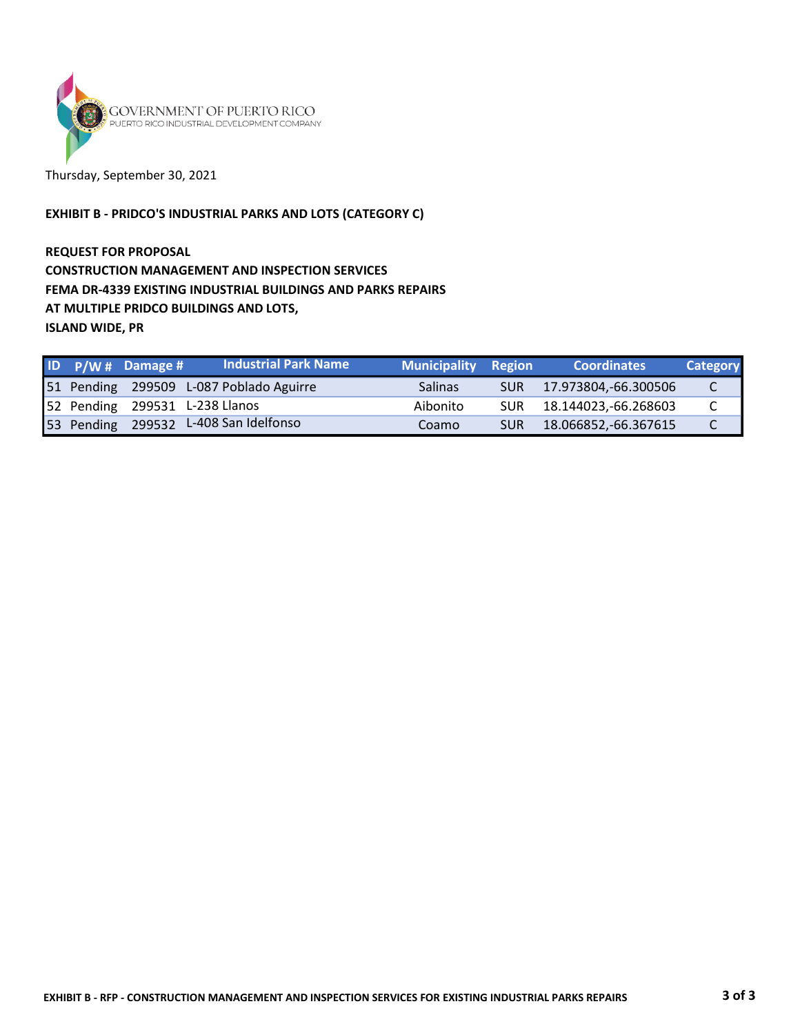GOVERNMENT OF PUERTO RICO
PUERTO RICO INDUSTRIAL DEVELOPMENT COMPANY

Thursday, September 30, 2021

**EXHIBIT B - PRIDCO'S INDUSTRIAL PARKS AND LOTS (CATEGORY C)**

**REQUEST FOR PROPOSAL**
**CONSTRUCTION MANAGEMENT AND INSPECTION SERVICES**
**FEMA DR-4339 EXISTING INDUSTRIAL BUILDINGS AND PARKS REPAIRS**
**AT MULTIPLE PRIDCO BUILDINGS AND LOTS,**
**ISLAND WIDE, PR**

| ID | P/W # | Damage # | Industrial Park Name | Municipality | Region | Coordinates | Category |
|---|---|---|---|---|---|---|---|
| 51 | Pending | 299509 | L-087 Poblado Aguirre | Salinas | SUR | 17.973804,-66.300506 | C |
| 52 | Pending | 299531 | L-238 Llanos | Aibonito | SUR | 18.144023,-66.268603 | C |
| 53 | Pending | 299532 | L-408 San Idelfonso | Coamo | SUR | 18.066852,-66.367615 | C |

**EXHIBIT B - RFP - CONSTRUCTION MANAGEMENT AND INSPECTION SERVICES FOR EXISTING INDUSTRIAL PARKS REPAIRS**